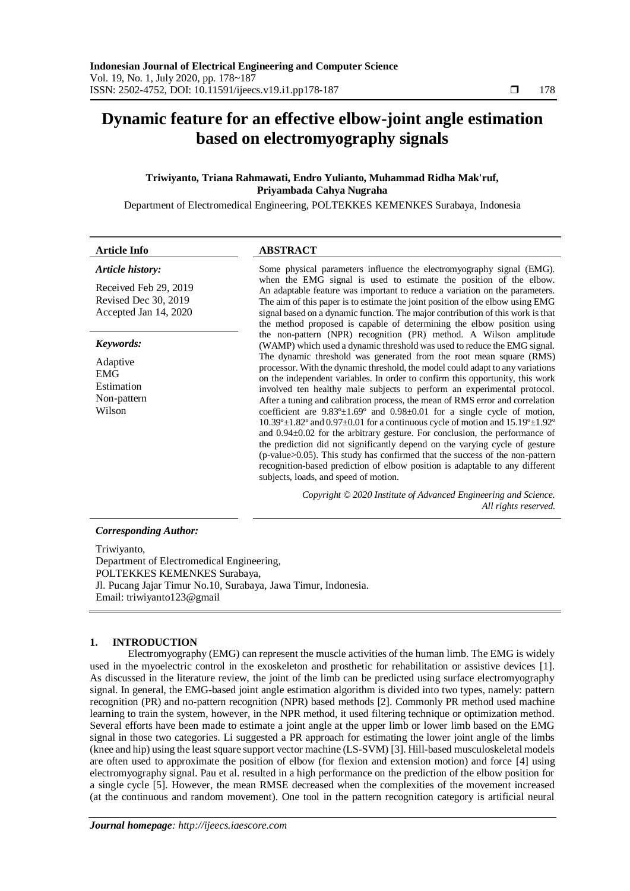# Dynamic feature for an effective elbow-joint angle estimation based on electromyography signals

**Triwiyanto, Triana Rahmawati, Endro Yulianto, Muhammad Ridha Mak'ruf, Priyambada Cahya Nugraha**

Department of Electromedical Engineering, POLTEKKES KEMENKES Surabaya, Indonesia

**Article Info**

*Article history:*

Received Feb 29, 2019
Revised Dec 30, 2019
Accepted Jan 14, 2020

*Keywords:*

Adaptive
EMG
Estimation
Non-pattern
Wilson

**ABSTRACT**

Some physical parameters influence the electromyography signal (EMG). when the EMG signal is used to estimate the position of the elbow. An adaptable feature was important to reduce a variation on the parameters. The aim of this paper is to estimate the joint position of the elbow using EMG signal based on a dynamic function. The major contribution of this work is that the method proposed is capable of determining the elbow position using the non-pattern (NPR) recognition (PR) method. A Wilson amplitude (WAMP) which used a dynamic threshold was used to reduce the EMG signal. The dynamic threshold was generated from the root mean square (RMS) processor. With the dynamic threshold, the model could adapt to any variations on the independent variables. In order to confirm this opportunity, this work involved ten healthy male subjects to perform an experimental protocol. After a tuning and calibration process, the mean of RMS error and correlation coefficient are 9.83º±1.69º and 0.98±0.01 for a single cycle of motion, 10.39º±1.82º and 0.97±0.01 for a continuous cycle of motion and 15.19º±1.92º and 0.94±0.02 for the arbitrary gesture. For conclusion, the performance of the prediction did not significantly depend on the varying cycle of gesture (p-value>0.05). This study has confirmed that the success of the non-pattern recognition-based prediction of elbow position is adaptable to any different subjects, loads, and speed of motion.

*Copyright © 2020 Institute of Advanced Engineering and Science. All rights reserved.*

***Corresponding Author:***

Triwiyanto,
Department of Electromedical Engineering,
POLTEKKES KEMENKES Surabaya,
Jl. Pucang Jajar Timur No.10, Surabaya, Jawa Timur, Indonesia.
Email: triwiyanto123@gmail

## 1. INTRODUCTION

Electromyography (EMG) can represent the muscle activities of the human limb. The EMG is widely used in the myoelectric control in the exoskeleton and prosthetic for rehabilitation or assistive devices [1]. As discussed in the literature review, the joint of the limb can be predicted using surface electromyography signal. In general, the EMG-based joint angle estimation algorithm is divided into two types, namely: pattern recognition (PR) and no-pattern recognition (NPR) based methods [2]. Commonly PR method used machine learning to train the system, however, in the NPR method, it used filtering technique or optimization method. Several efforts have been made to estimate a joint angle at the upper limb or lower limb based on the EMG signal in those two categories. Li suggested a PR approach for estimating the lower joint angle of the limbs (knee and hip) using the least square support vector machine (LS-SVM) [3]. Hill-based musculoskeletal models are often used to approximate the position of elbow (for flexion and extension motion) and force [4] using electromyography signal. Pau et al. resulted in a high performance on the prediction of the elbow position for a single cycle [5]. However, the mean RMSE decreased when the complexities of the movement increased (at the continuous and random movement). One tool in the pattern recognition category is artificial neural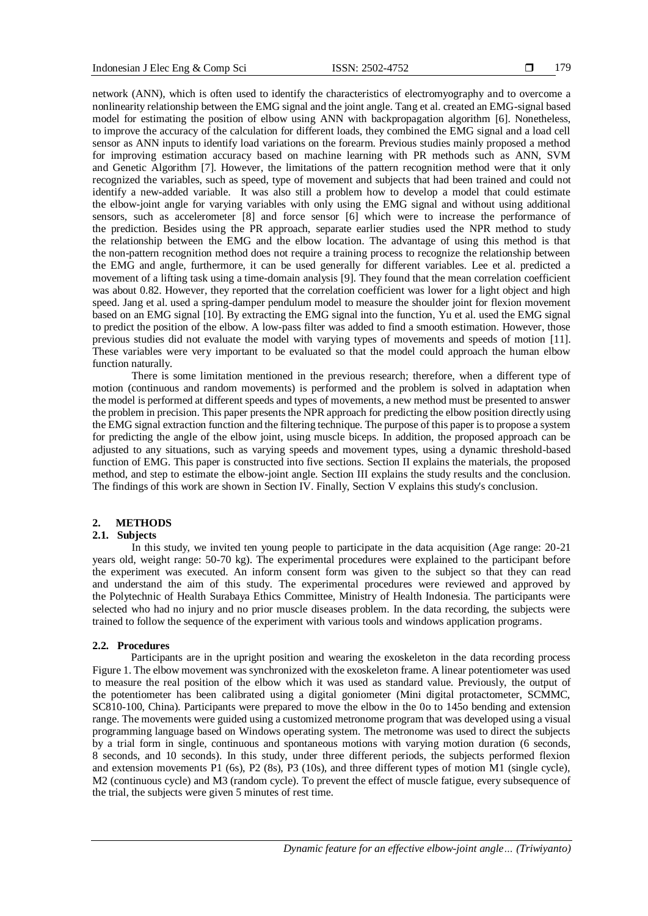network (ANN), which is often used to identify the characteristics of electromyography and to overcome a nonlinearity relationship between the EMG signal and the joint angle. Tang et al. created an EMG-signal based model for estimating the position of elbow using ANN with backpropagation algorithm [6]. Nonetheless, to improve the accuracy of the calculation for different loads, they combined the EMG signal and a load cell sensor as ANN inputs to identify load variations on the forearm. Previous studies mainly proposed a method for improving estimation accuracy based on machine learning with PR methods such as ANN, SVM and Genetic Algorithm [7]. However, the limitations of the pattern recognition method were that it only recognized the variables, such as speed, type of movement and subjects that had been trained and could not identify a new-added variable. It was also still a problem how to develop a model that could estimate the elbow-joint angle for varying variables with only using the EMG signal and without using additional sensors, such as accelerometer [8] and force sensor [6] which were to increase the performance of the prediction. Besides using the PR approach, separate earlier studies used the NPR method to study the relationship between the EMG and the elbow location. The advantage of using this method is that the non-pattern recognition method does not require a training process to recognize the relationship between the EMG and angle, furthermore, it can be used generally for different variables. Lee et al. predicted a movement of a lifting task using a time-domain analysis [9]. They found that the mean correlation coefficient was about 0.82. However, they reported that the correlation coefficient was lower for a light object and high speed. Jang et al. used a spring-damper pendulum model to measure the shoulder joint for flexion movement based on an EMG signal [10]. By extracting the EMG signal into the function, Yu et al. used the EMG signal to predict the position of the elbow. A low-pass filter was added to find a smooth estimation. However, those previous studies did not evaluate the model with varying types of movements and speeds of motion [11]. These variables were very important to be evaluated so that the model could approach the human elbow function naturally.

There is some limitation mentioned in the previous research; therefore, when a different type of motion (continuous and random movements) is performed and the problem is solved in adaptation when the model is performed at different speeds and types of movements, a new method must be presented to answer the problem in precision. This paper presents the NPR approach for predicting the elbow position directly using the EMG signal extraction function and the filtering technique. The purpose of this paper is to propose a system for predicting the angle of the elbow joint, using muscle biceps. In addition, the proposed approach can be adjusted to any situations, such as varying speeds and movement types, using a dynamic threshold-based function of EMG. This paper is constructed into five sections. Section II explains the materials, the proposed method, and step to estimate the elbow-joint angle. Section III explains the study results and the conclusion. The findings of this work are shown in Section IV. Finally, Section V explains this study's conclusion.

## 2. METHODS

### 2.1. Subjects

In this study, we invited ten young people to participate in the data acquisition (Age range: 20-21 years old, weight range: 50-70 kg). The experimental procedures were explained to the participant before the experiment was executed. An inform consent form was given to the subject so that they can read and understand the aim of this study. The experimental procedures were reviewed and approved by the Polytechnic of Health Surabaya Ethics Committee, Ministry of Health Indonesia. The participants were selected who had no injury and no prior muscle diseases problem. In the data recording, the subjects were trained to follow the sequence of the experiment with various tools and windows application programs.

### 2.2. Procedures

Participants are in the upright position and wearing the exoskeleton in the data recording process Figure 1. The elbow movement was synchronized with the exoskeleton frame. A linear potentiometer was used to measure the real position of the elbow which it was used as standard value. Previously, the output of the potentiometer has been calibrated using a digital goniometer (Mini digital protactometer, SCMMC, SC810-100, China). Participants were prepared to move the elbow in the 0o to 145o bending and extension range. The movements were guided using a customized metronome program that was developed using a visual programming language based on Windows operating system. The metronome was used to direct the subjects by a trial form in single, continuous and spontaneous motions with varying motion duration (6 seconds, 8 seconds, and 10 seconds). In this study, under three different periods, the subjects performed flexion and extension movements P1 (6s), P2 (8s), P3 (10s), and three different types of motion M1 (single cycle), M2 (continuous cycle) and M3 (random cycle). To prevent the effect of muscle fatigue, every subsequence of the trial, the subjects were given 5 minutes of rest time.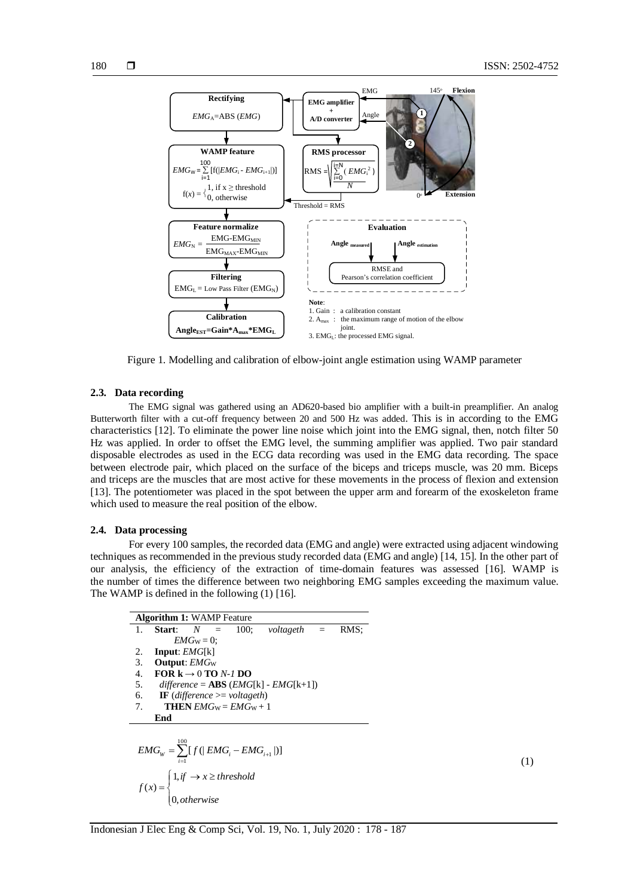Rectifying

$EMG_A$=ABS ($EMG$)

WAMP feature

$EMG_W = \sum_{i=1}^{100} [f(|EMG_i - EMG_{i+1}|)]$

$f(x) = \begin{cases} 1, \text{ if } x \geq \text{threshold} \\ 0, \text{ otherwise} \end{cases}$

Feature normalize

$EMG_N = \frac{EMG-EMG_{MIN}}{EMG_{MAX}-EMG_{MIN}}$

Filtering

$EMG_L$ = Low Pass Filter ($EMG_N$)

Calibration

$Angle_{EST}$=Gain*$A_{max}$*$EMG_L$

EMG amplifier + A/D converter

EMG

Angle

RMS processor

$RMS = \sqrt{\frac{\sum_{i=0}^{i=N} (EMG_i^2)}{N}}$

Threshold = RMS

145°

Flexion

1

2

0°

Extension

Evaluation

Angle $_{measured}$

Angle $_{estimation}$

RMSE and Pearson's correlation coefficient

**Note**:
1. Gain : a calibration constant
2. $A_{max}$ : the maximum range of motion of the elbow joint.
3. $EMG_L$: the processed EMG signal.

Figure 1. Modelling and calibration of elbow-joint angle estimation using WAMP parameter

### 2.3. Data recording

The EMG signal was gathered using an AD620-based bio amplifier with a built-in preamplifier. An analog Butterworth filter with a cut-off frequency between 20 and 500 Hz was added. This is in according to the EMG characteristics [12]. To eliminate the power line noise which joint into the EMG signal, then, notch filter 50 Hz was applied. In order to offset the EMG level, the summing amplifier was applied. Two pair standard disposable electrodes as used in the ECG data recording was used in the EMG data recording. The space between electrode pair, which placed on the surface of the biceps and triceps muscle, was 20 mm. Biceps and triceps are the muscles that are most active for these movements in the process of flexion and extension [13]. The potentiometer was placed in the spot between the upper arm and forearm of the exoskeleton frame which used to measure the real position of the elbow.

### 2.4. Data processing

For every 100 samples, the recorded data (EMG and angle) were extracted using adjacent windowing techniques as recommended in the previous study recorded data (EMG and angle) [14, 15]. In the other part of our analysis, the efficiency of the extraction of time-domain features was assessed [16]. WAMP is the number of times the difference between two neighboring EMG samples exceeding the maximum value. The WAMP is defined in the following (1) [16].

**Algorithm 1:** WAMP Feature

```
1.  Start:  N  =  100;  voltageth  =  RMS;
          EMGW = 0;
2.  Input: EMG[k]
3.  Output: EMGW
4.  FOR k → 0 TO N-1 DO
5.    difference = ABS (EMG[k] - EMG[k+1])
6.    IF (difference >= voltageth)
7.      THEN EMGW = EMGW + 1
    End
```

$$EMG_W = \sum_{i=1}^{100} [f(|EMG_i - EMG_{i+1}|)]$$
$$f(x) = \begin{cases} 1, if \rightarrow x \geq threshold \\ 0, otherwise \end{cases} \tag{1}$$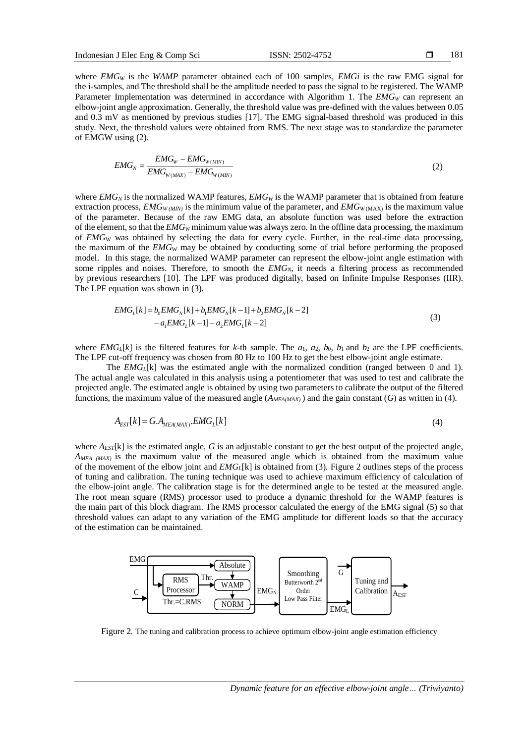where $EMG_W$ is the *WAMP* parameter obtained each of 100 samples, *EMGi* is the raw EMG signal for the i-samples, and The threshold shall be the amplitude needed to pass the signal to be registered. The WAMP Parameter Implementation was determined in accordance with Algorithm 1. The $EMG_W$ can represent an elbow-joint angle approximation. Generally, the threshold value was pre-defined with the values between 0.05 and 0.3 mV as mentioned by previous studies [17]. The EMG signal-based threshold was produced in this study. Next, the threshold values were obtained from RMS. The next stage was to standardize the parameter of EMGW using (2).

$$EMG_N = \frac{EMG_W - EMG_{W(MIN)}}{EMG_{W(MAX)} - EMG_{W(MIN)}} \tag{2}$$

where $EMG_N$ is the normalized WAMP features, $EMG_W$ is the WAMP parameter that is obtained from feature extraction process, $EMG_{W(MIN)}$ is the minimum value of the parameter, and $EMG_{W(MAX)}$ is the maximum value of the parameter. Because of the raw EMG data, an absolute function was used before the extraction of the element, so that the $EMG_W$ minimum value was always zero. In the offline data processing, the maximum of $EMG_W$ was obtained by selecting the data for every cycle. Further, in the real-time data processing, the maximum of the $EMG_W$ may be obtained by conducting some of trial before performing the proposed model. In this stage, the normalized WAMP parameter can represent the elbow-joint angle estimation with some ripples and noises. Therefore, to smooth the $EMG_N$, it needs a filtering process as recommended by previous researchers [10]. The LPF was produced digitally, based on Infinite Impulse Responses (IIR). The LPF equation was shown in (3).

$$\begin{aligned} EMG_L[k] = b_0 EMG_N[k] + b_1 EMG_N[k-1] + b_2 EMG_N[k-2] \\ - a_1 EMG_L[k-1] - a_2 EMG_L[k-2] \end{aligned} \tag{3}$$

where $EMG_L[k]$ is the filtered features for *k*-th sample. The $a_1$, $a_2$, $b_0$, $b_1$ and $b_2$ are the LPF coefficients. The LPF cut-off frequency was chosen from 80 Hz to 100 Hz to get the best elbow-joint angle estimate.

The $EMG_L[k]$ was the estimated angle with the normalized condition (ranged between 0 and 1). The actual angle was calculated in this analysis using a potentiometer that was used to test and calibrate the projected angle. The estimated angle is obtained by using two parameters to calibrate the output of the filtered functions, the maximum value of the measured angle ($A_{MEA(MAX)}$) and the gain constant ($G$) as written in (4).

$$A_{EST}[k] = G.A_{MEA(MAX)}.EMG_L[k] \tag{4}$$

where $A_{EST}[k]$ is the estimated angle, $G$ is an adjustable constant to get the best output of the projected angle, $A_{MEA\ (MAX)}$ is the maximum value of the measured angle which is obtained from the maximum value of the movement of the elbow joint and $EMG_L[k]$ is obtained from (3). Figure 2 outlines steps of the process of tuning and calibration. The tuning technique was used to achieve maximum efficiency of calculation of the elbow-joint angle. The calibration stage is for the determined angle to be tested at the measured angle. The root mean square (RMS) processor used to produce a dynamic threshold for the WAMP features is the main part of this block diagram. The RMS processor calculated the energy of the EMG signal (5) so that threshold values can adapt to any variation of the EMG amplitude for different loads so that the accuracy of the estimation can be maintained.

EMG
C
Absolute
RMS Processor
Thr.
WAMP
Thr.=C.RMS
NORM
$EMG_N$
Smoothing Butterworth 2nd Order Low Pass Filter
G
$EMG_L$
Tuning and Calibration
$A_{EST}$

Figure 2. The tuning and calibration process to achieve optimum elbow-joint angle estimation efficiency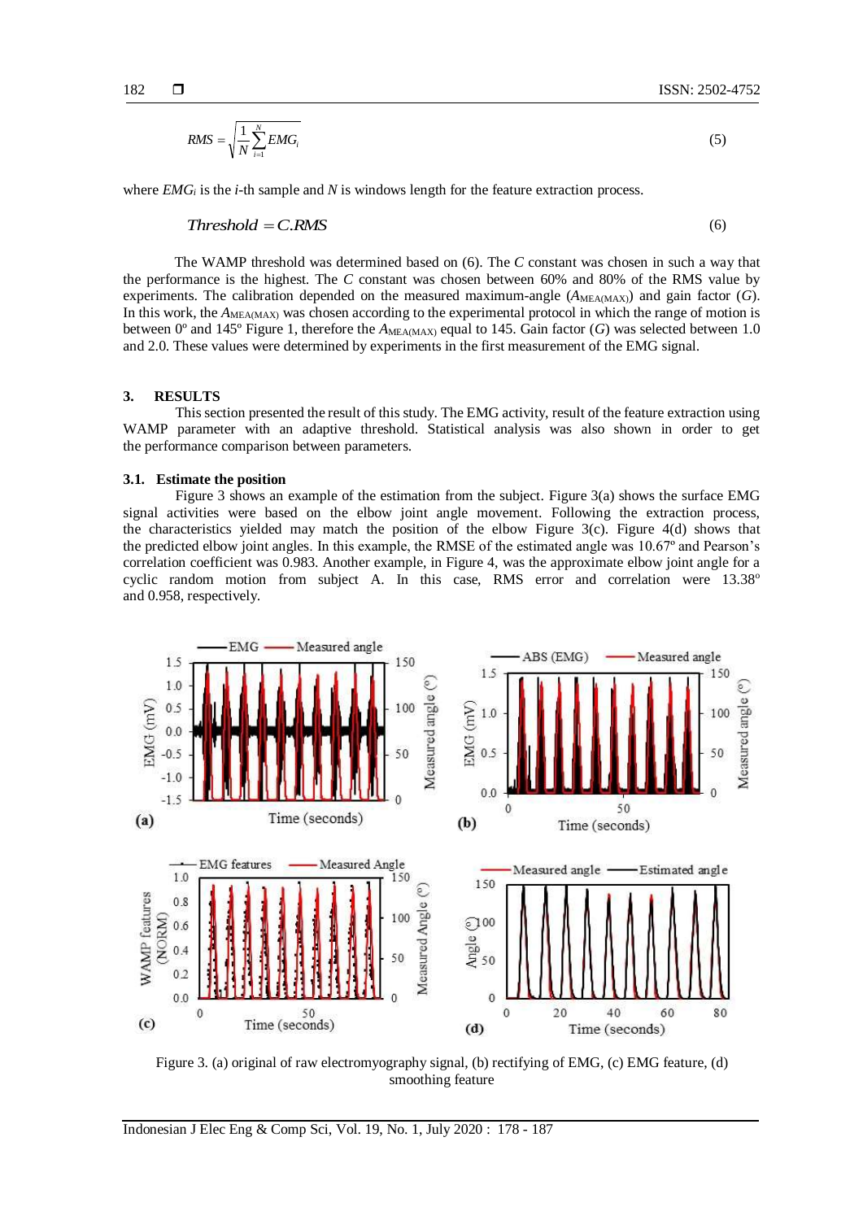$$RMS = \sqrt{\frac{1}{N}\sum_{i=1}^{N} EMG_i} \tag{5}$$

where $EMG_i$ is the $i$-th sample and $N$ is windows length for the feature extraction process.

$$Threshold = C.RMS \tag{6}$$

The WAMP threshold was determined based on (6). The $C$ constant was chosen in such a way that the performance is the highest. The $C$ constant was chosen between 60% and 80% of the RMS value by experiments. The calibration depended on the measured maximum-angle ($A_{MEA(MAX)}$) and gain factor ($G$). In this work, the $A_{MEA(MAX)}$ was chosen according to the experimental protocol in which the range of motion is between 0º and 145º Figure 1, therefore the $A_{MEA(MAX)}$ equal to 145. Gain factor ($G$) was selected between 1.0 and 2.0. These values were determined by experiments in the first measurement of the EMG signal.

## 3. RESULTS

This section presented the result of this study. The EMG activity, result of the feature extraction using WAMP parameter with an adaptive threshold. Statistical analysis was also shown in order to get the performance comparison between parameters.

### 3.1. Estimate the position

Figure 3 shows an example of the estimation from the subject. Figure 3(a) shows the surface EMG signal activities were based on the elbow joint angle movement. Following the extraction process, the characteristics yielded may match the position of the elbow Figure 3(c). Figure 4(d) shows that the predicted elbow joint angles. In this example, the RMSE of the estimated angle was 10.67º and Pearson's correlation coefficient was 0.983. Another example, in Figure 4, was the approximate elbow joint angle for a cyclic random motion from subject A. In this case, RMS error and correlation were 13.38º and 0.958, respectively.

(a)
EMG
Measured angle
EMG (mV)
1.5
1.0
0.5
0.0
-0.5
-1.0
-1.5
Measured angle (°)
150
100
50
0
Time (seconds)

(b)
ABS (EMG)
Measured angle
EMG (mV)
1.5
1.0
0.5
0.0
Measured angle (°)
150
100
50
0
0
50
Time (seconds)

(c)
EMG features
Measured Angle
WAMP features (NORM)
1.0
0.8
0.6
0.4
0.2
0.0
Measured Angle (°)
150
100
50
0
0
50
Time (seconds)

(d)
Measured angle
Estimated angle
Angle (°)
150
100
50
0
0
20
40
60
80
Time (seconds)

Figure 3. (a) original of raw electromyography signal, (b) rectifying of EMG, (c) EMG feature, (d) smoothing feature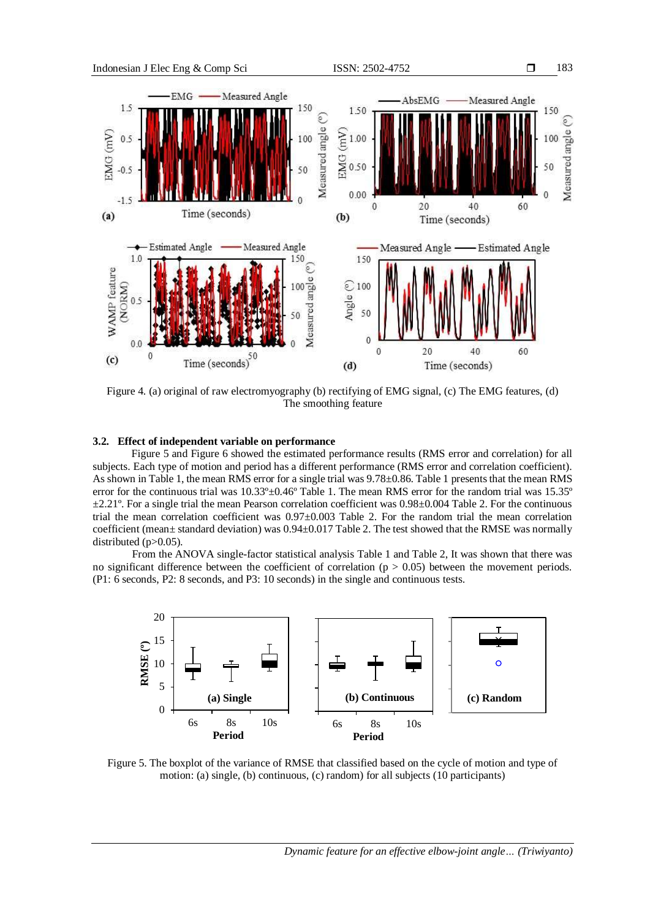EMG
Measured Angle
1.5
0.5
-0.5
-1.5
EMG (mV)
150
100
50
0
Measured angle (°)
Time (seconds)
(a)

AbsEMG
Measured Angle
1.50
1.00
0.50
0.00
EMG (mV)
150
100
50
0
Measured angle (°)
0
20
40
60
Time (seconds)
(b)

Estimated Angle
Measured Angle
1.0
0.5
0.0
WAMP feature (NORM)
150
100
50
0
Measured angle (°)
0
50
Time (seconds)
(c)

Measured Angle
Estimated Angle
150
100
50
0
Angle (°)
0
20
40
60
Time (seconds)
(d)

Figure 4. (a) original of raw electromyography (b) rectifying of EMG signal, (c) The EMG features, (d) The smoothing feature

### 3.2. Effect of independent variable on performance

Figure 5 and Figure 6 showed the estimated performance results (RMS error and correlation) for all subjects. Each type of motion and period has a different performance (RMS error and correlation coefficient). As shown in Table 1, the mean RMS error for a single trial was 9.78±0.86. Table 1 presents that the mean RMS error for the continuous trial was 10.33º±0.46º Table 1. The mean RMS error for the random trial was 15.35º ±2.21º. For a single trial the mean Pearson correlation coefficient was 0.98±0.004 Table 2. For the continuous trial the mean correlation coefficient was 0.97±0.003 Table 2. For the random trial the mean correlation coefficient (mean± standard deviation) was 0.94±0.017 Table 2. The test showed that the RMSE was normally distributed ($p>0.05$).

From the ANOVA single-factor statistical analysis Table 1 and Table 2, It was shown that there was no significant difference between the coefficient of correlation ($p > 0.05$) between the movement periods. (P1: 6 seconds, P2: 8 seconds, and P3: 10 seconds) in the single and continuous tests.

20
15
10
5
0
RMSE (°)
(a) Single
6s
8s
10s
Period

(b) Continuous
6s
8s
10s
Period

(c) Random

Figure 5. The boxplot of the variance of RMSE that classified based on the cycle of motion and type of motion: (a) single, (b) continuous, (c) random) for all subjects (10 participants)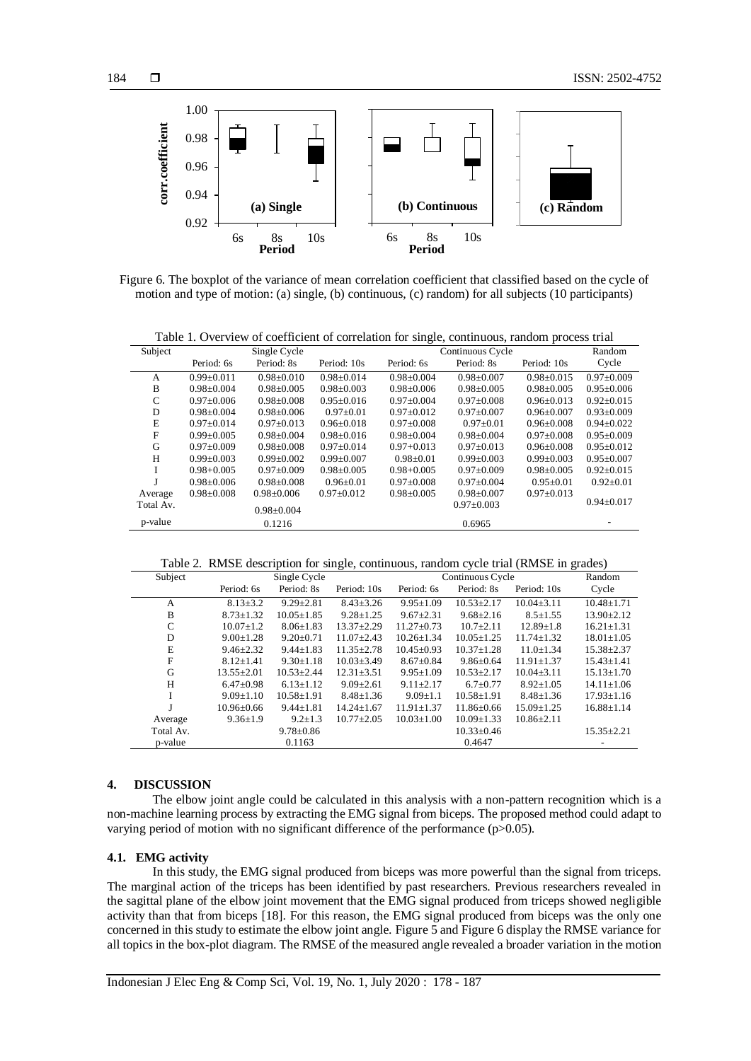1.00
0.98
0.96
0.94
0.92
corr.coefficient
(a) Single
(b) Continuous
(c) Random
6s 8s 10s
Period
6s 8s 10s
Period

Figure 6. The boxplot of the variance of mean correlation coefficient that classified based on the cycle of motion and type of motion: (a) single, (b) continuous, (c) random) for all subjects (10 participants)

Table 1. Overview of coefficient of correlation for single, continuous, random process trial

| Subject | Single Cycle | | | Continuous Cycle | | | Random |
|---|---|---|---|---|---|---|---|
| | Period: 6s | Period: 8s | Period: 10s | Period: 6s | Period: 8s | Period: 10s | Cycle |
| A | 0.99±0.011 | 0.98±0.010 | 0.98±0.014 | 0.98±0.004 | 0.98±0.007 | 0.98±0.015 | 0.97±0.009 |
| B | 0.98±0.004 | 0.98±0.005 | 0.98±0.003 | 0.98±0.006 | 0.98±0.005 | 0.98±0.005 | 0.95±0.006 |
| C | 0.97±0.006 | 0.98±0.008 | 0.95±0.016 | 0.97±0.004 | 0.97±0.008 | 0.96±0.013 | 0.92±0.015 |
| D | 0.98±0.004 | 0.98±0.006 | 0.97±0.01 | 0.97±0.012 | 0.97±0.007 | 0.96±0.007 | 0.93±0.009 |
| E | 0.97±0.014 | 0.97±0.013 | 0.96±0.018 | 0.97±0.008 | 0.97±0.01 | 0.96±0.008 | 0.94±0.022 |
| F | 0.99±0.005 | 0.98±0.004 | 0.98±0.016 | 0.98±0.004 | 0.98±0.004 | 0.97±0.008 | 0.95±0.009 |
| G | 0.97±0.009 | 0.98±0.008 | 0.97±0.014 | 0.97+0.013 | 0.97±0.013 | 0.96±0.008 | 0.95±0.012 |
| H | 0.99±0.003 | 0.99±0.002 | 0.99±0.007 | 0.98±0.01 | 0.99±0.003 | 0.99±0.003 | 0.95±0.007 |
| I | 0.98+0.005 | 0.97±0.009 | 0.98±0.005 | 0.98+0.005 | 0.97±0.009 | 0.98±0.005 | 0.92±0.015 |
| J | 0.98±0.006 | 0.98±0.008 | 0.96±0.01 | 0.97±0.008 | 0.97±0.004 | 0.95±0.01 | 0.92±0.01 |
| Average | 0.98±0.008 | 0.98±0.006 | 0.97±0.012 | 0.98±0.005 | 0.98±0.007 | 0.97±0.013 | 0.94±0.017 |
| Total Av. | | 0.98±0.004 | | | 0.97±0.003 | | |
| p-value | | 0.1216 | | | 0.6965 | | - |

Table 2. RMSE description for single, continuous, random cycle trial (RMSE in grades)

| Subject | Single Cycle | | | Continuous Cycle | | | Random |
|---|---|---|---|---|---|---|---|
| | Period: 6s | Period: 8s | Period: 10s | Period: 6s | Period: 8s | Period: 10s | Cycle |
| A | 8.13±3.2 | 9.29±2.81 | 8.43±3.26 | 9.95±1.09 | 10.53±2.17 | 10.04±3.11 | 10.48±1.71 |
| B | 8.73±1.32 | 10.05±1.85 | 9.28±1.25 | 9.67±2.31 | 9.68±2.16 | 8.5±1.55 | 13.90±2.12 |
| C | 10.07±1.2 | 8.06±1.83 | 13.37±2.29 | 11.27±0.73 | 10.7±2.11 | 12.89±1.8 | 16.21±1.31 |
| D | 9.00±1.28 | 9.20±0.71 | 11.07±2.43 | 10.26±1.34 | 10.05±1.25 | 11.74±1.32 | 18.01±1.05 |
| E | 9.46±2.32 | 9.44±1.83 | 11.35±2.78 | 10.45±0.93 | 10.37±1.28 | 11.0±1.34 | 15.38±2.37 |
| F | 8.12±1.41 | 9.30±1.18 | 10.03±3.49 | 8.67±0.84 | 9.86±0.64 | 11.91±1.37 | 15.43±1.41 |
| G | 13.55±2.01 | 10.53±2.44 | 12.31±3.51 | 9.95±1.09 | 10.53±2.17 | 10.04±3.11 | 15.13±1.70 |
| H | 6.47±0.98 | 6.13±1.12 | 9.09±2.61 | 9.11±2.17 | 6.7±0.77 | 8.92±1.05 | 14.11±1.06 |
| I | 9.09±1.10 | 10.58±1.91 | 8.48±1.36 | 9.09±1.1 | 10.58±1.91 | 8.48±1.36 | 17.93±1.16 |
| J | 10.96±0.66 | 9.44±1.81 | 14.24±1.67 | 11.91±1.37 | 11.86±0.66 | 15.09±1.25 | 16.88±1.14 |
| Average | 9.36±1.9 | 9.2±1.3 | 10.77±2.05 | 10.03±1.00 | 10.09±1.33 | 10.86±2.11 | |
| Total Av. | | 9.78±0.86 | | | 10.33±0.46 | | 15.35±2.21 |
| p-value | | 0.1163 | | | 0.4647 | | - |

## 4. DISCUSSION

The elbow joint angle could be calculated in this analysis with a non-pattern recognition which is a non-machine learning process by extracting the EMG signal from biceps. The proposed method could adapt to varying period of motion with no significant difference of the performance ($p>0.05$).

### 4.1. EMG activity

In this study, the EMG signal produced from biceps was more powerful than the signal from triceps. The marginal action of the triceps has been identified by past researchers. Previous researchers revealed in the sagittal plane of the elbow joint movement that the EMG signal produced from triceps showed negligible activity than that from biceps [18]. For this reason, the EMG signal produced from biceps was the only one concerned in this study to estimate the elbow joint angle. Figure 5 and Figure 6 display the RMSE variance for all topics in the box-plot diagram. The RMSE of the measured angle revealed a broader variation in the motion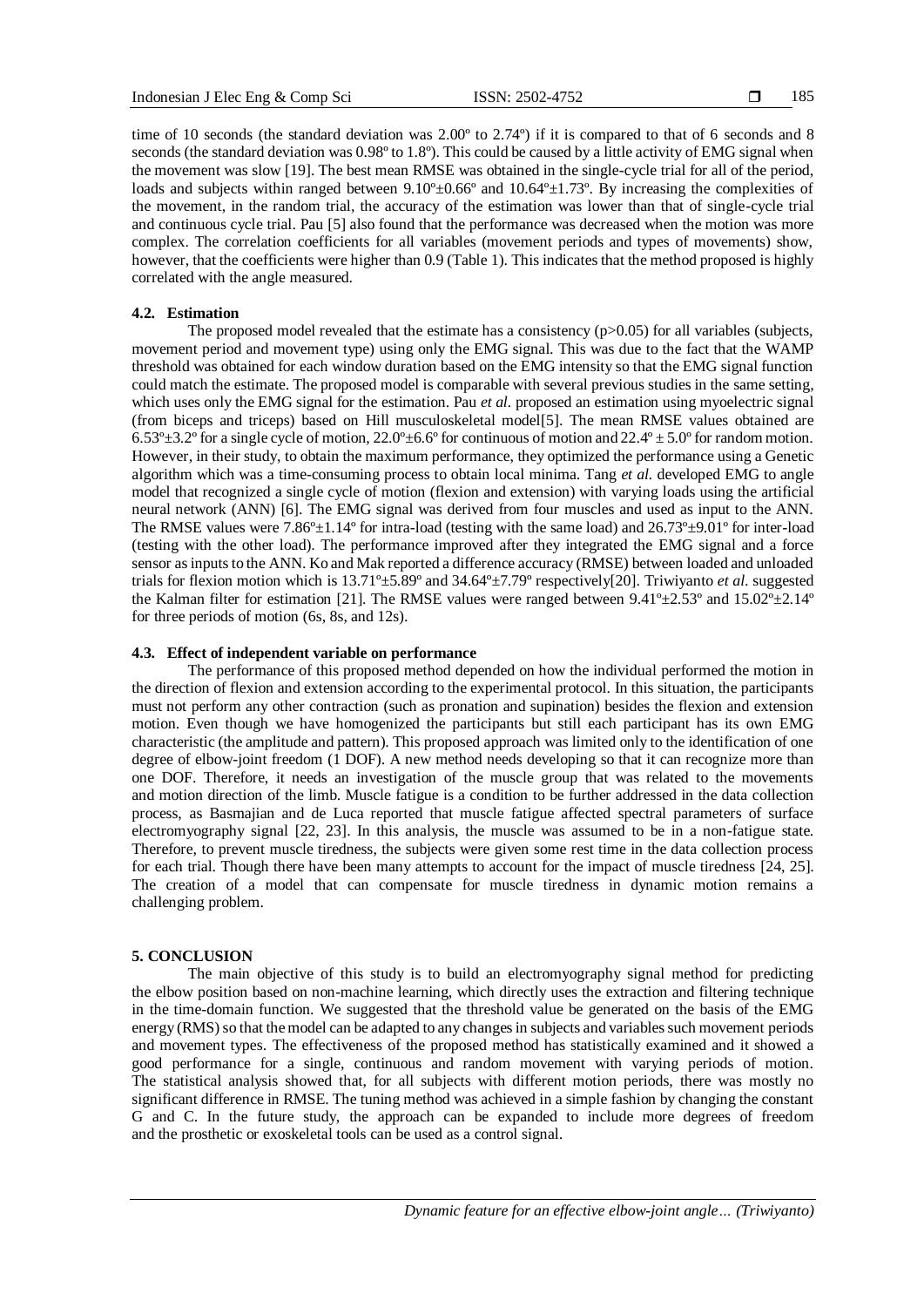time of 10 seconds (the standard deviation was 2.00º to 2.74º) if it is compared to that of 6 seconds and 8 seconds (the standard deviation was 0.98º to 1.8º). This could be caused by a little activity of EMG signal when the movement was slow [19]. The best mean RMSE was obtained in the single-cycle trial for all of the period, loads and subjects within ranged between 9.10º±0.66º and 10.64º±1.73º. By increasing the complexities of the movement, in the random trial, the accuracy of the estimation was lower than that of single-cycle trial and continuous cycle trial. Pau [5] also found that the performance was decreased when the motion was more complex. The correlation coefficients for all variables (movement periods and types of movements) show, however, that the coefficients were higher than 0.9 (Table 1). This indicates that the method proposed is highly correlated with the angle measured.

### 4.2. Estimation

The proposed model revealed that the estimate has a consistency ($p>0.05$) for all variables (subjects, movement period and movement type) using only the EMG signal. This was due to the fact that the WAMP threshold was obtained for each window duration based on the EMG intensity so that the EMG signal function could match the estimate. The proposed model is comparable with several previous studies in the same setting, which uses only the EMG signal for the estimation. Pau *et al.* proposed an estimation using myoelectric signal (from biceps and triceps) based on Hill musculoskeletal model[5]. The mean RMSE values obtained are 6.53º±3.2º for a single cycle of motion, 22.0º±6.6º for continuous of motion and 22.4º ± 5.0º for random motion. However, in their study, to obtain the maximum performance, they optimized the performance using a Genetic algorithm which was a time-consuming process to obtain local minima. Tang *et al.* developed EMG to angle model that recognized a single cycle of motion (flexion and extension) with varying loads using the artificial neural network (ANN) [6]. The EMG signal was derived from four muscles and used as input to the ANN. The RMSE values were 7.86º±1.14º for intra-load (testing with the same load) and 26.73º±9.01º for inter-load (testing with the other load). The performance improved after they integrated the EMG signal and a force sensor as inputs to the ANN. Ko and Mak reported a difference accuracy (RMSE) between loaded and unloaded trials for flexion motion which is 13.71º±5.89º and 34.64º±7.79º respectively[20]. Triwiyanto *et al.* suggested the Kalman filter for estimation [21]. The RMSE values were ranged between 9.41º±2.53º and 15.02º±2.14º for three periods of motion (6s, 8s, and 12s).

### 4.3. Effect of independent variable on performance

The performance of this proposed method depended on how the individual performed the motion in the direction of flexion and extension according to the experimental protocol. In this situation, the participants must not perform any other contraction (such as pronation and supination) besides the flexion and extension motion. Even though we have homogenized the participants but still each participant has its own EMG characteristic (the amplitude and pattern). This proposed approach was limited only to the identification of one degree of elbow-joint freedom (1 DOF). A new method needs developing so that it can recognize more than one DOF. Therefore, it needs an investigation of the muscle group that was related to the movements and motion direction of the limb. Muscle fatigue is a condition to be further addressed in the data collection process, as Basmajian and de Luca reported that muscle fatigue affected spectral parameters of surface electromyography signal [22, 23]. In this analysis, the muscle was assumed to be in a non-fatigue state. Therefore, to prevent muscle tiredness, the subjects were given some rest time in the data collection process for each trial. Though there have been many attempts to account for the impact of muscle tiredness [24, 25]. The creation of a model that can compensate for muscle tiredness in dynamic motion remains a challenging problem.

## 5. CONCLUSION

The main objective of this study is to build an electromyography signal method for predicting the elbow position based on non-machine learning, which directly uses the extraction and filtering technique in the time-domain function. We suggested that the threshold value be generated on the basis of the EMG energy (RMS) so that the model can be adapted to any changes in subjects and variables such movement periods and movement types. The effectiveness of the proposed method has statistically examined and it showed a good performance for a single, continuous and random movement with varying periods of motion. The statistical analysis showed that, for all subjects with different motion periods, there was mostly no significant difference in RMSE. The tuning method was achieved in a simple fashion by changing the constant G and C. In the future study, the approach can be expanded to include more degrees of freedom and the prosthetic or exoskeletal tools can be used as a control signal.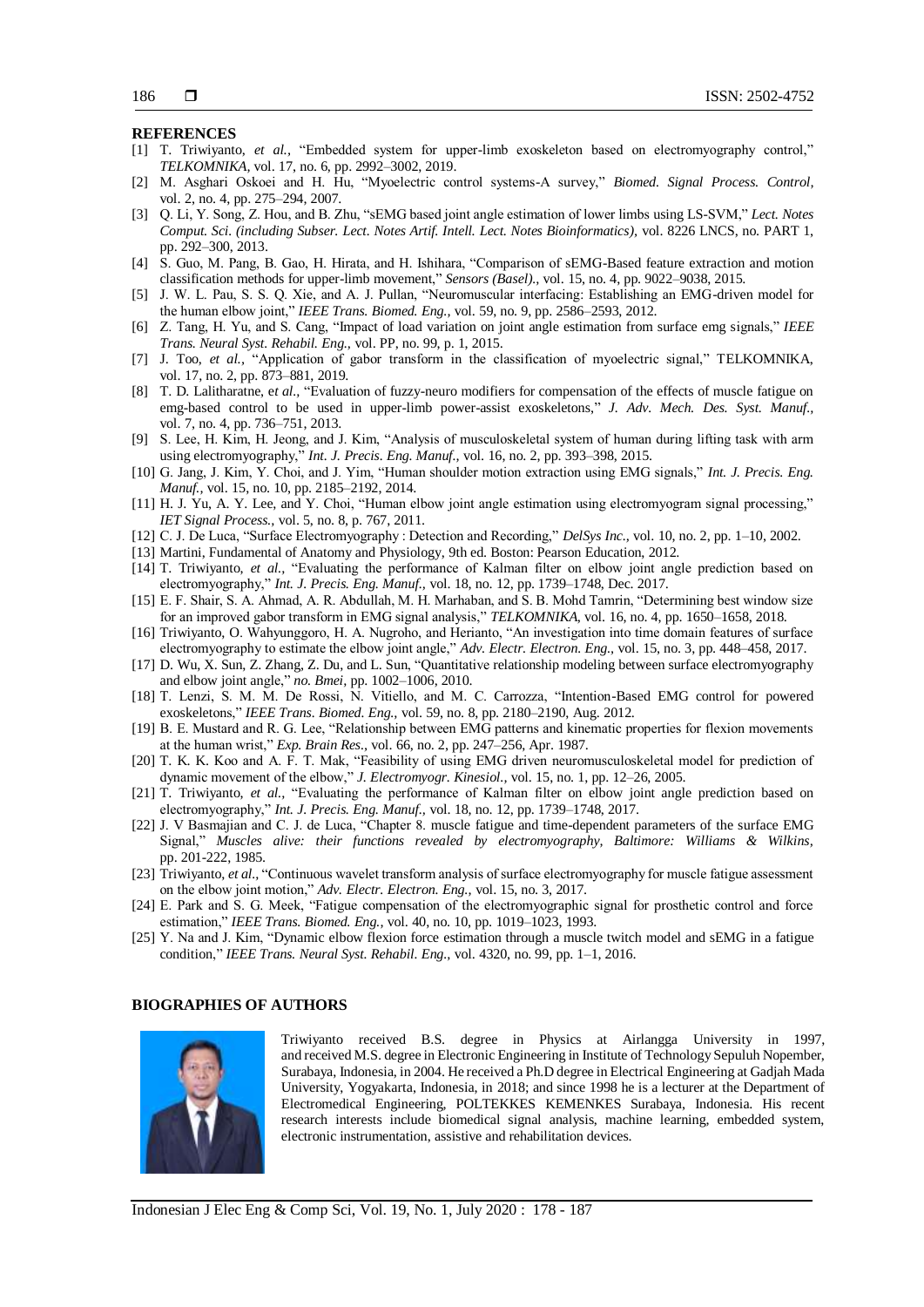## REFERENCES

[1] T. Triwiyanto, *et al.*, "Embedded system for upper-limb exoskeleton based on electromyography control," *TELKOMNIKA*, vol. 17, no. 6, pp. 2992–3002, 2019.

[2] M. Asghari Oskoei and H. Hu, "Myoelectric control systems-A survey," *Biomed. Signal Process. Control*, vol. 2, no. 4, pp. 275–294, 2007.

[3] Q. Li, Y. Song, Z. Hou, and B. Zhu, "sEMG based joint angle estimation of lower limbs using LS-SVM," *Lect. Notes Comput. Sci. (including Subser. Lect. Notes Artif. Intell. Lect. Notes Bioinformatics)*, vol. 8226 LNCS, no. PART 1, pp. 292–300, 2013.

[4] S. Guo, M. Pang, B. Gao, H. Hirata, and H. Ishihara, "Comparison of sEMG-Based feature extraction and motion classification methods for upper-limb movement," *Sensors (Basel).*, vol. 15, no. 4, pp. 9022–9038, 2015.

[5] J. W. L. Pau, S. S. Q. Xie, and A. J. Pullan, "Neuromuscular interfacing: Establishing an EMG-driven model for the human elbow joint," *IEEE Trans. Biomed. Eng.*, vol. 59, no. 9, pp. 2586–2593, 2012.

[6] Z. Tang, H. Yu, and S. Cang, "Impact of load variation on joint angle estimation from surface emg signals," *IEEE Trans. Neural Syst. Rehabil. Eng.*, vol. PP, no. 99, p. 1, 2015.

[7] J. Too, *et al.*, "Application of gabor transform in the classification of myoelectric signal," TELKOMNIKA, vol. 17, no. 2, pp. 873–881, 2019.

[8] T. D. Lalitharatne, *et al.*, "Evaluation of fuzzy-neuro modifiers for compensation of the effects of muscle fatigue on emg-based control to be used in upper-limb power-assist exoskeletons," *J. Adv. Mech. Des. Syst. Manuf.*, vol. 7, no. 4, pp. 736–751, 2013.

[9] S. Lee, H. Kim, H. Jeong, and J. Kim, "Analysis of musculoskeletal system of human during lifting task with arm using electromyography," *Int. J. Precis. Eng. Manuf.*, vol. 16, no. 2, pp. 393–398, 2015.

[10] G. Jang, J. Kim, Y. Choi, and J. Yim, "Human shoulder motion extraction using EMG signals," *Int. J. Precis. Eng. Manuf.*, vol. 15, no. 10, pp. 2185–2192, 2014.

[11] H. J. Yu, A. Y. Lee, and Y. Choi, "Human elbow joint angle estimation using electromyogram signal processing," *IET Signal Process.*, vol. 5, no. 8, p. 767, 2011.

[12] C. J. De Luca, "Surface Electromyography : Detection and Recording," *DelSys Inc.*, vol. 10, no. 2, pp. 1–10, 2002.

[13] Martini, Fundamental of Anatomy and Physiology, 9th ed. Boston: Pearson Education, 2012.

[14] T. Triwiyanto, *et al.*, "Evaluating the performance of Kalman filter on elbow joint angle prediction based on electromyography," *Int. J. Precis. Eng. Manuf.*, vol. 18, no. 12, pp. 1739–1748, Dec. 2017.

[15] E. F. Shair, S. A. Ahmad, A. R. Abdullah, M. H. Marhaban, and S. B. Mohd Tamrin, "Determining best window size for an improved gabor transform in EMG signal analysis," *TELKOMNIKA*, vol. 16, no. 4, pp. 1650–1658, 2018.

[16] Triwiyanto, O. Wahyunggoro, H. A. Nugroho, and Herianto, "An investigation into time domain features of surface electromyography to estimate the elbow joint angle," *Adv. Electr. Electron. Eng.*, vol. 15, no. 3, pp. 448–458, 2017.

[17] D. Wu, X. Sun, Z. Zhang, Z. Du, and L. Sun, "Quantitative relationship modeling between surface electromyography and elbow joint angle," *no. Bmei*, pp. 1002–1006, 2010.

[18] T. Lenzi, S. M. M. De Rossi, N. Vitiello, and M. C. Carrozza, "Intention-Based EMG control for powered exoskeletons," *IEEE Trans. Biomed. Eng.*, vol. 59, no. 8, pp. 2180–2190, Aug. 2012.

[19] B. E. Mustard and R. G. Lee, "Relationship between EMG patterns and kinematic properties for flexion movements at the human wrist," *Exp. Brain Res.*, vol. 66, no. 2, pp. 247–256, Apr. 1987.

[20] T. K. K. Koo and A. F. T. Mak, "Feasibility of using EMG driven neuromusculoskeletal model for prediction of dynamic movement of the elbow," *J. Electromyogr. Kinesiol.*, vol. 15, no. 1, pp. 12–26, 2005.

[21] T. Triwiyanto, *et al.*, "Evaluating the performance of Kalman filter on elbow joint angle prediction based on electromyography," *Int. J. Precis. Eng. Manuf.*, vol. 18, no. 12, pp. 1739–1748, 2017.

[22] J. V Basmajian and C. J. de Luca, "Chapter 8. muscle fatigue and time-dependent parameters of the surface EMG Signal," *Muscles alive: their functions revealed by electromyography, Baltimore: Williams & Wilkins*, pp. 201-222, 1985.

[23] Triwiyanto, *et al.*, "Continuous wavelet transform analysis of surface electromyography for muscle fatigue assessment on the elbow joint motion," *Adv. Electr. Electron. Eng.*, vol. 15, no. 3, 2017.

[24] E. Park and S. G. Meek, "Fatigue compensation of the electromyographic signal for prosthetic control and force estimation," *IEEE Trans. Biomed. Eng.*, vol. 40, no. 10, pp. 1019–1023, 1993.

[25] Y. Na and J. Kim, "Dynamic elbow flexion force estimation through a muscle twitch model and sEMG in a fatigue condition," *IEEE Trans. Neural Syst. Rehabil. Eng.*, vol. 4320, no. 99, pp. 1–1, 2016.

## BIOGRAPHIES OF AUTHORS

Triwiyanto received B.S. degree in Physics at Airlangga University in 1997, and received M.S. degree in Electronic Engineering in Institute of Technology Sepuluh Nopember, Surabaya, Indonesia, in 2004. He received a Ph.D degree in Electrical Engineering at Gadjah Mada University, Yogyakarta, Indonesia, in 2018; and since 1998 he is a lecturer at the Department of Electromedical Engineering, POLTEKKES KEMENKES Surabaya, Indonesia. His recent research interests include biomedical signal analysis, machine learning, embedded system, electronic instrumentation, assistive and rehabilitation devices.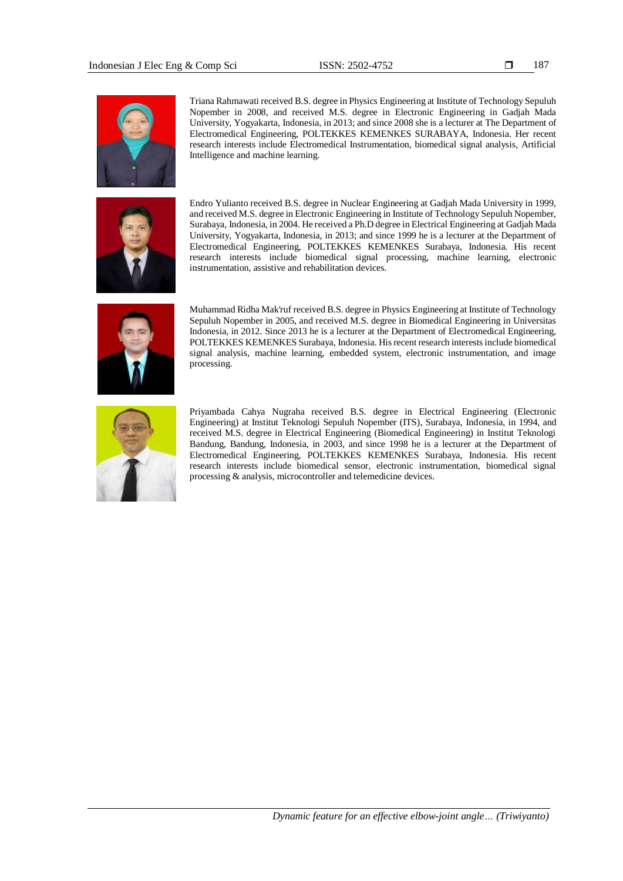Triana Rahmawati received B.S. degree in Physics Engineering at Institute of Technology Sepuluh Nopember in 2008, and received M.S. degree in Electronic Engineering in Gadjah Mada University, Yogyakarta, Indonesia, in 2013; and since 2008 she is a lecturer at The Department of Electromedical Engineering, POLTEKKES KEMENKES SURABAYA, Indonesia. Her recent research interests include Electromedical Instrumentation, biomedical signal analysis, Artificial Intelligence and machine learning.

Endro Yulianto received B.S. degree in Nuclear Engineering at Gadjah Mada University in 1999, and received M.S. degree in Electronic Engineering in Institute of Technology Sepuluh Nopember, Surabaya, Indonesia, in 2004. He received a Ph.D degree in Electrical Engineering at Gadjah Mada University, Yogyakarta, Indonesia, in 2013; and since 1999 he is a lecturer at the Department of Electromedical Engineering, POLTEKKES KEMENKES Surabaya, Indonesia. His recent research interests include biomedical signal processing, machine learning, electronic instrumentation, assistive and rehabilitation devices.

Muhammad Ridha Mak'ruf received B.S. degree in Physics Engineering at Institute of Technology Sepuluh Nopember in 2005, and received M.S. degree in Biomedical Engineering in Universitas Indonesia, in 2012. Since 2013 he is a lecturer at the Department of Electromedical Engineering, POLTEKKES KEMENKES Surabaya, Indonesia. His recent research interests include biomedical signal analysis, machine learning, embedded system, electronic instrumentation, and image processing.

Priyambada Cahya Nugraha received B.S. degree in Electrical Engineering (Electronic Engineering) at Institut Teknologi Sepuluh Nopember (ITS), Surabaya, Indonesia, in 1994, and received M.S. degree in Electrical Engineering (Biomedical Engineering) in Institut Teknologi Bandung, Bandung, Indonesia, in 2003, and since 1998 he is a lecturer at the Department of Electromedical Engineering, POLTEKKES KEMENKES Surabaya, Indonesia. His recent research interests include biomedical sensor, electronic instrumentation, biomedical signal processing & analysis, microcontroller and telemedicine devices.